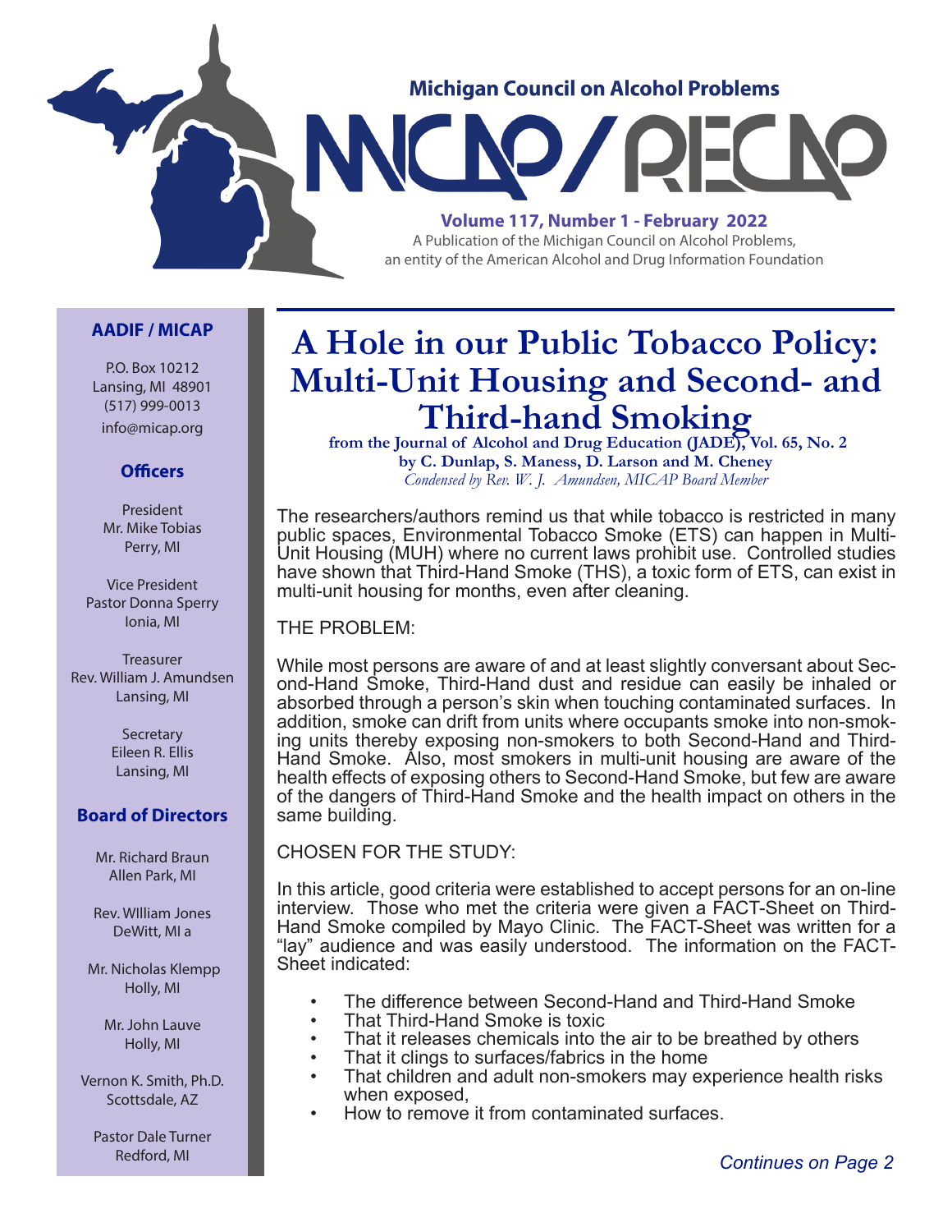Michigan Council on Alcohol Problems

# MICAP / RECAP

**Volume 117, Number 1 - February 2022**

A Publication of the Michigan Council on Alcohol Problems, an entity of the American Alcohol and Drug Information Foundation

# A Hole in our Public Tobacco Policy: Multi-Unit Housing and Second- and Third-hand Smoking

**from the Journal of Alcohol and Drug Education (JADE), Vol. 65, No. 2**
**by C. Dunlap, S. Maness, D. Larson and M. Cheney**
*Condensed by Rev. W. J. Amundsen, MICAP Board Member*

The researchers/authors remind us that while tobacco is restricted in many public spaces, Environmental Tobacco Smoke (ETS) can happen in Multi-Unit Housing (MUH) where no current laws prohibit use. Controlled studies have shown that Third-Hand Smoke (THS), a toxic form of ETS, can exist in multi-unit housing for months, even after cleaning.

THE PROBLEM:

While most persons are aware of and at least slightly conversant about Second-Hand Smoke, Third-Hand dust and residue can easily be inhaled or absorbed through a person's skin when touching contaminated surfaces. In addition, smoke can drift from units where occupants smoke into non-smoking units thereby exposing non-smokers to both Second-Hand and Third-Hand Smoke. Also, most smokers in multi-unit housing are aware of the health effects of exposing others to Second-Hand Smoke, but few are aware of the dangers of Third-Hand Smoke and the health impact on others in the same building.

CHOSEN FOR THE STUDY:

In this article, good criteria were established to accept persons for an on-line interview. Those who met the criteria were given a FACT-Sheet on Third-Hand Smoke compiled by Mayo Clinic. The FACT-Sheet was written for a "lay" audience and was easily understood. The information on the FACT-Sheet indicated:

- The difference between Second-Hand and Third-Hand Smoke
- That Third-Hand Smoke is toxic
- That it releases chemicals into the air to be breathed by others
- That it clings to surfaces/fabrics in the home
- That children and adult non-smokers may experience health risks when exposed,
- How to remove it from contaminated surfaces.

*Continues on Page 2*

## AADIF / MICAP

P.O. Box 10212
Lansing, MI 48901
(517) 999-0013
info@micap.org

### Officers

President
Mr. Mike Tobias
Perry, MI

Vice President
Pastor Donna Sperry
Ionia, MI

Treasurer
Rev. William J. Amundsen
Lansing, MI

Secretary
Eileen R. Ellis
Lansing, MI

### Board of Directors

Mr. Richard Braun
Allen Park, MI

Rev. WIlliam Jones
DeWitt, MI a

Mr. Nicholas Klempp
Holly, MI

Mr. John Lauve
Holly, MI

Vernon K. Smith, Ph.D.
Scottsdale, AZ

Pastor Dale Turner
Redford, MI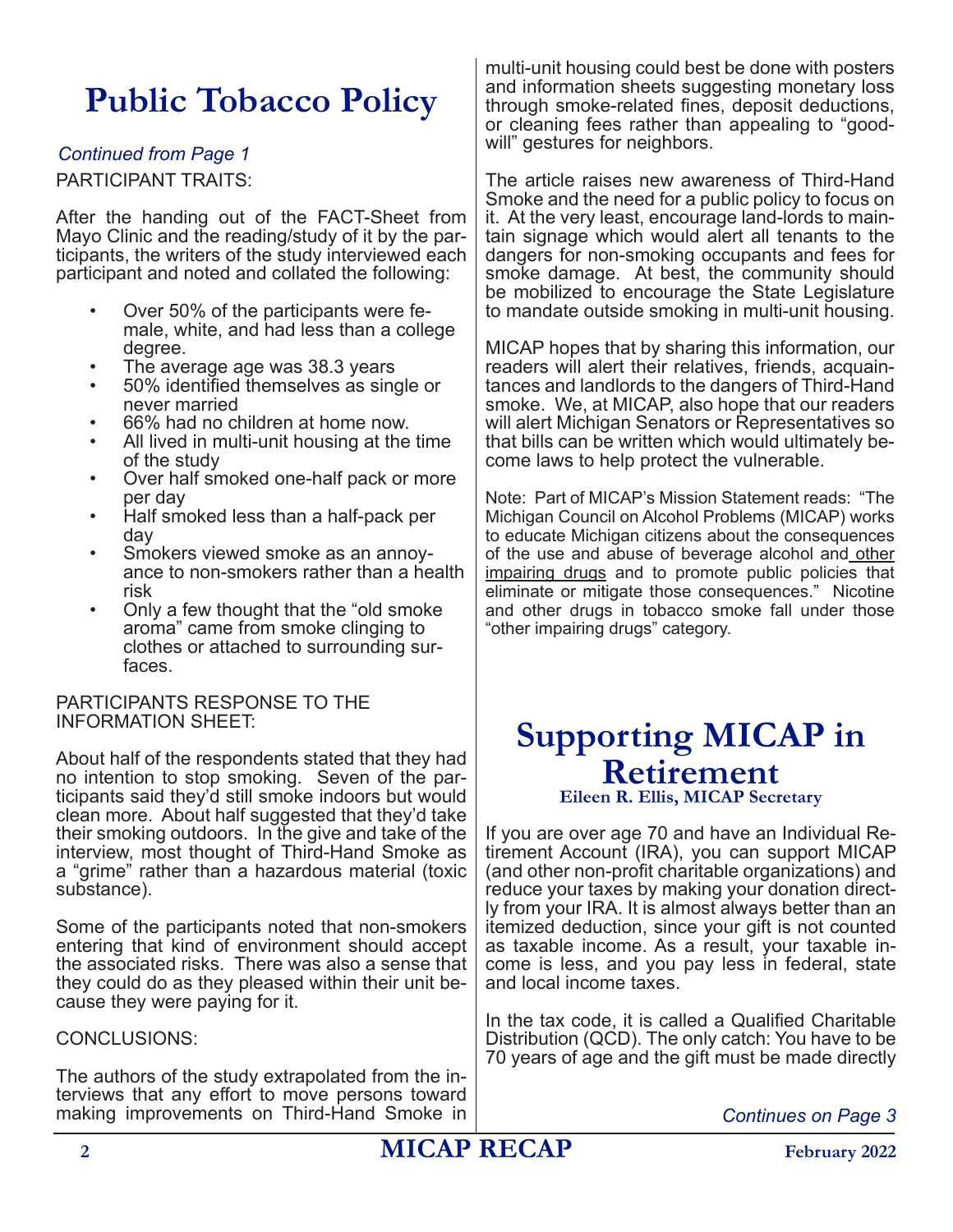# Public Tobacco Policy

*Continued from Page 1*

PARTICIPANT TRAITS:

After the handing out of the FACT-Sheet from Mayo Clinic and the reading/study of it by the participants, the writers of the study interviewed each participant and noted and collated the following:

- Over 50% of the participants were female, white, and had less than a college degree.
- The average age was 38.3 years
- 50% identified themselves as single or never married
- 66% had no children at home now.
- All lived in multi-unit housing at the time of the study
- Over half smoked one-half pack or more per day
- Half smoked less than a half-pack per day
- Smokers viewed smoke as an annoyance to non-smokers rather than a health risk
- Only a few thought that the "old smoke aroma" came from smoke clinging to clothes or attached to surrounding surfaces.

PARTICIPANTS RESPONSE TO THE INFORMATION SHEET:

About half of the respondents stated that they had no intention to stop smoking. Seven of the participants said they'd still smoke indoors but would clean more. About half suggested that they'd take their smoking outdoors. In the give and take of the interview, most thought of Third-Hand Smoke as a "grime" rather than a hazardous material (toxic substance).

Some of the participants noted that non-smokers entering that kind of environment should accept the associated risks. There was also a sense that they could do as they pleased within their unit because they were paying for it.

CONCLUSIONS:

The authors of the study extrapolated from the interviews that any effort to move persons toward making improvements on Third-Hand Smoke in multi-unit housing could best be done with posters and information sheets suggesting monetary loss through smoke-related fines, deposit deductions, or cleaning fees rather than appealing to "goodwill" gestures for neighbors.

The article raises new awareness of Third-Hand Smoke and the need for a public policy to focus on it. At the very least, encourage land-lords to maintain signage which would alert all tenants to the dangers for non-smoking occupants and fees for smoke damage. At best, the community should be mobilized to encourage the State Legislature to mandate outside smoking in multi-unit housing.

MICAP hopes that by sharing this information, our readers will alert their relatives, friends, acquaintances and landlords to the dangers of Third-Hand smoke. We, at MICAP, also hope that our readers will alert Michigan Senators or Representatives so that bills can be written which would ultimately become laws to help protect the vulnerable.

Note: Part of MICAP's Mission Statement reads: "The Michigan Council on Alcohol Problems (MICAP) works to educate Michigan citizens about the consequences of the use and abuse of beverage alcohol and <u>other impairing drugs</u> and to promote public policies that eliminate or mitigate those consequences." Nicotine and other drugs in tobacco smoke fall under those "other impairing drugs" category.

# Supporting MICAP in Retirement

**Eileen R. Ellis, MICAP Secretary**

If you are over age 70 and have an Individual Retirement Account (IRA), you can support MICAP (and other non-profit charitable organizations) and reduce your taxes by making your donation directly from your IRA. It is almost always better than an itemized deduction, since your gift is not counted as taxable income. As a result, your taxable income is less, and you pay less in federal, state and local income taxes.

In the tax code, it is called a Qualified Charitable Distribution (QCD). The only catch: You have to be 70 years of age and the gift must be made directly

*Continues on Page 3*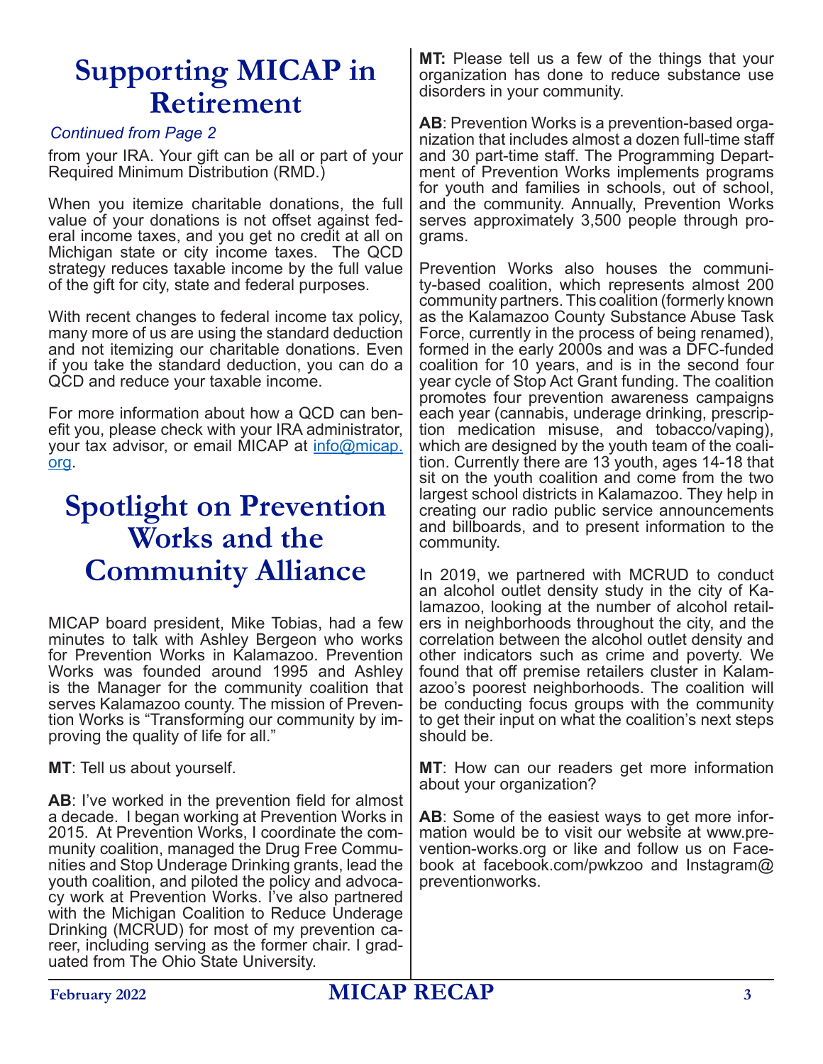# Supporting MICAP in Retirement

*Continued from Page 2*

from your IRA. Your gift can be all or part of your Required Minimum Distribution (RMD.)

When you itemize charitable donations, the full value of your donations is not offset against federal income taxes, and you get no credit at all on Michigan state or city income taxes. The QCD strategy reduces taxable income by the full value of the gift for city, state and federal purposes.

With recent changes to federal income tax policy, many more of us are using the standard deduction and not itemizing our charitable donations. Even if you take the standard deduction, you can do a QCD and reduce your taxable income.

For more information about how a QCD can benefit you, please check with your IRA administrator, your tax advisor, or email MICAP at [info@micap.org](mailto:info@micap.org).

# Spotlight on Prevention Works and the Community Alliance

MICAP board president, Mike Tobias, had a few minutes to talk with Ashley Bergeon who works for Prevention Works in Kalamazoo. Prevention Works was founded around 1995 and Ashley is the Manager for the community coalition that serves Kalamazoo county. The mission of Prevention Works is "Transforming our community by improving the quality of life for all."

**MT**: Tell us about yourself.

**AB**: I've worked in the prevention field for almost a decade. I began working at Prevention Works in 2015. At Prevention Works, I coordinate the community coalition, managed the Drug Free Communities and Stop Underage Drinking grants, lead the youth coalition, and piloted the policy and advocacy work at Prevention Works. I've also partnered with the Michigan Coalition to Reduce Underage Drinking (MCRUD) for most of my prevention career, including serving as the former chair. I graduated from The Ohio State University.

**MT:** Please tell us a few of the things that your organization has done to reduce substance use disorders in your community.

**AB**: Prevention Works is a prevention-based organization that includes almost a dozen full-time staff and 30 part-time staff. The Programming Department of Prevention Works implements programs for youth and families in schools, out of school, and the community. Annually, Prevention Works serves approximately 3,500 people through programs.

Prevention Works also houses the community-based coalition, which represents almost 200 community partners. This coalition (formerly known as the Kalamazoo County Substance Abuse Task Force, currently in the process of being renamed), formed in the early 2000s and was a DFC-funded coalition for 10 years, and is in the second four year cycle of Stop Act Grant funding. The coalition promotes four prevention awareness campaigns each year (cannabis, underage drinking, prescription medication misuse, and tobacco/vaping), which are designed by the youth team of the coalition. Currently there are 13 youth, ages 14-18 that sit on the youth coalition and come from the two largest school districts in Kalamazoo. They help in creating our radio public service announcements and billboards, and to present information to the community.

In 2019, we partnered with MCRUD to conduct an alcohol outlet density study in the city of Kalamazoo, looking at the number of alcohol retailers in neighborhoods throughout the city, and the correlation between the alcohol outlet density and other indicators such as crime and poverty. We found that off premise retailers cluster in Kalamazoo's poorest neighborhoods. The coalition will be conducting focus groups with the community to get their input on what the coalition's next steps should be.

**MT**: How can our readers get more information about your organization?

**AB**: Some of the easiest ways to get more information would be to visit our website at www.prevention-works.org or like and follow us on Facebook at facebook.com/pwkzoo and Instagram@ preventionworks.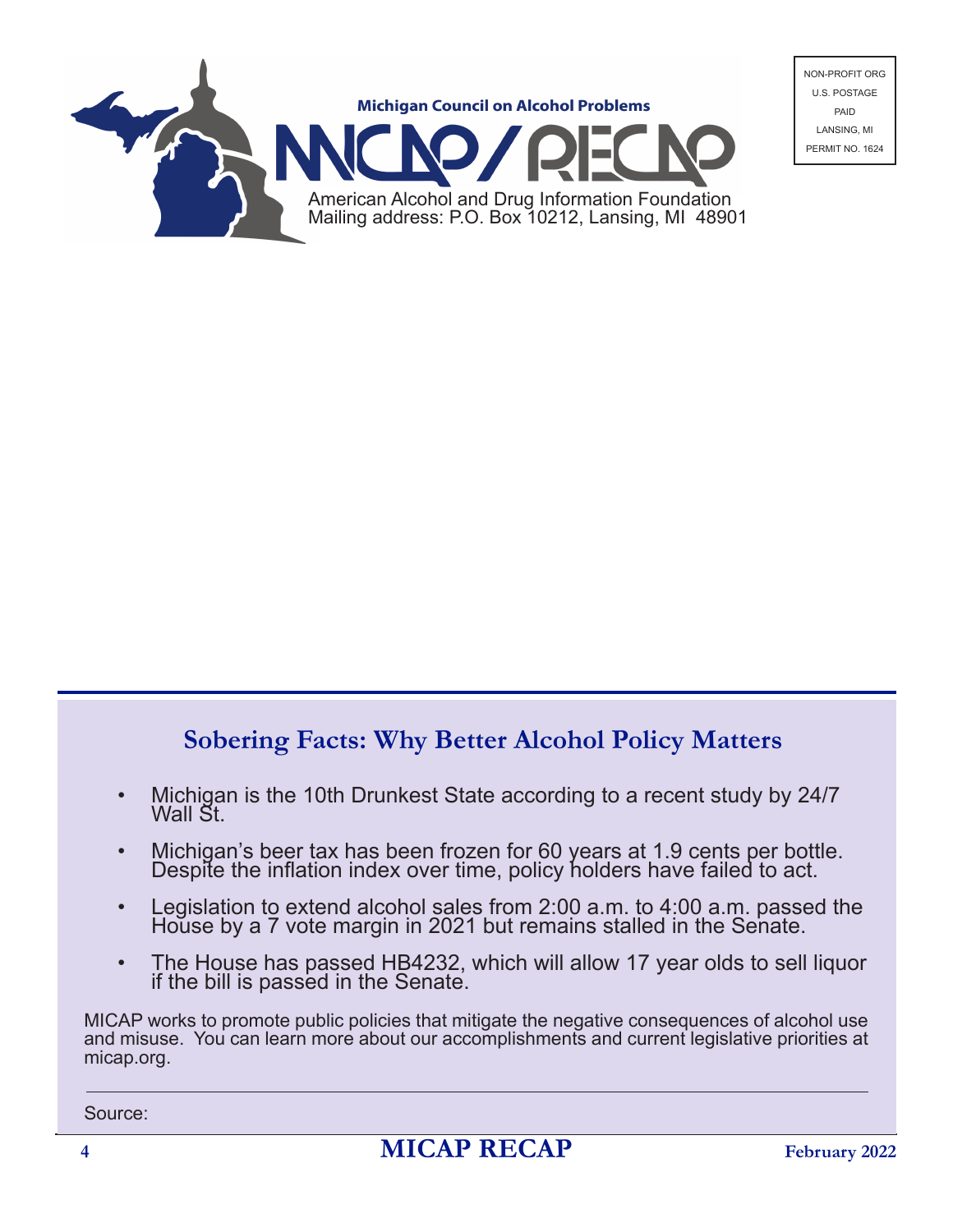Michigan Council on Alcohol Problems

MICAP / RECAP

American Alcohol and Drug Information Foundation
Mailing address: P.O. Box 10212, Lansing, MI 48901

NON-PROFIT ORG
U.S. POSTAGE
PAID
LANSING, MI
PERMIT NO. 1624

## Sobering Facts: Why Better Alcohol Policy Matters

- Michigan is the 10th Drunkest State according to a recent study by 24/7 Wall St.
- Michigan's beer tax has been frozen for 60 years at 1.9 cents per bottle. Despite the inflation index over time, policy holders have failed to act.
- Legislation to extend alcohol sales from 2:00 a.m. to 4:00 a.m. passed the House by a 7 vote margin in 2021 but remains stalled in the Senate.
- The House has passed HB4232, which will allow 17 year olds to sell liquor if the bill is passed in the Senate.

MICAP works to promote public policies that mitigate the negative consequences of alcohol use and misuse. You can learn more about our accomplishments and current legislative priorities at micap.org.

Source: